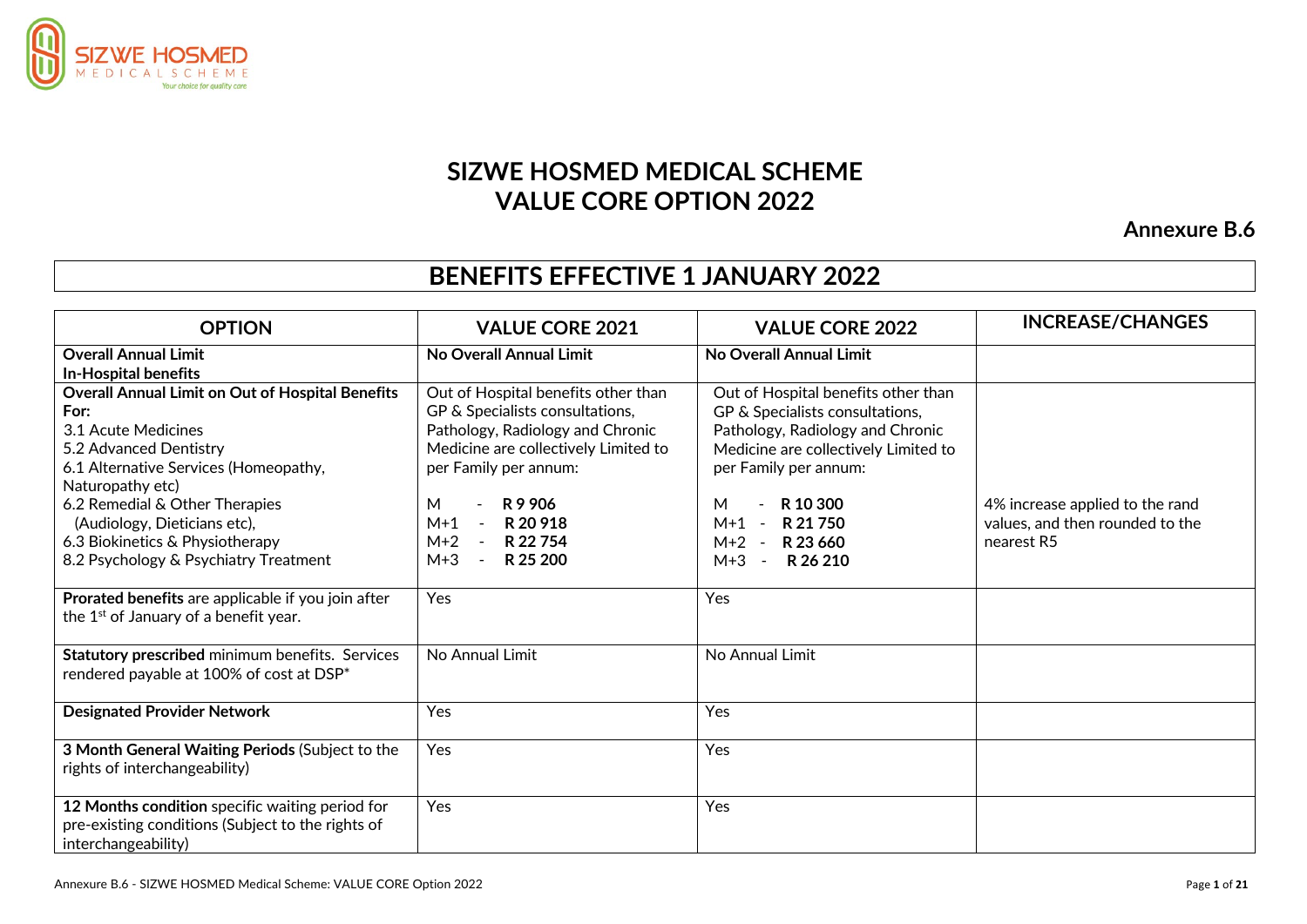# SIZWE HOSMED MEDICAL SCHEME
# VALUE CORE OPTION 2022

**Annexure B.6**

## BENEFITS EFFECTIVE 1 JANUARY 2022

| OPTION | VALUE CORE 2021 | VALUE CORE 2022 | INCREASE/CHANGES |
|---|---|---|---|
| **Overall Annual Limit**<br>**In-Hospital benefits** | **No Overall Annual Limit** | **No Overall Annual Limit** | |
| **Overall Annual Limit on Out of Hospital Benefits For:**<br>3.1 Acute Medicines<br>5.2 Advanced Dentistry<br>6.1 Alternative Services (Homeopathy, Naturopathy etc)<br>6.2 Remedial & Other Therapies (Audiology, Dieticians etc),<br>6.3 Biokinetics & Physiotherapy<br>8.2 Psychology & Psychiatry Treatment | Out of Hospital benefits other than GP & Specialists consultations, Pathology, Radiology and Chronic Medicine are collectively Limited to per Family per annum:<br><br>M - **R 9 906**<br>M+1 - **R 20 918**<br>M+2 - **R 22 754**<br>M+3 - **R 25 200** | Out of Hospital benefits other than GP & Specialists consultations, Pathology, Radiology and Chronic Medicine are collectively Limited to per Family per annum:<br><br>M - **R 10 300**<br>M+1 - **R 21 750**<br>M+2 - **R 23 660**<br>M+3 - **R 26 210** | 4% increase applied to the rand values, and then rounded to the nearest R5 |
| **Prorated benefits** are applicable if you join after the 1st of January of a benefit year. | Yes | Yes | |
| **Statutory prescribed** minimum benefits. Services rendered payable at 100% of cost at DSP* | No Annual Limit | No Annual Limit | |
| **Designated Provider Network** | Yes | Yes | |
| **3 Month General Waiting Periods** (Subject to the rights of interchangeability) | Yes | Yes | |
| **12 Months condition** specific waiting period for pre-existing conditions (Subject to the rights of interchangeability) | Yes | Yes | |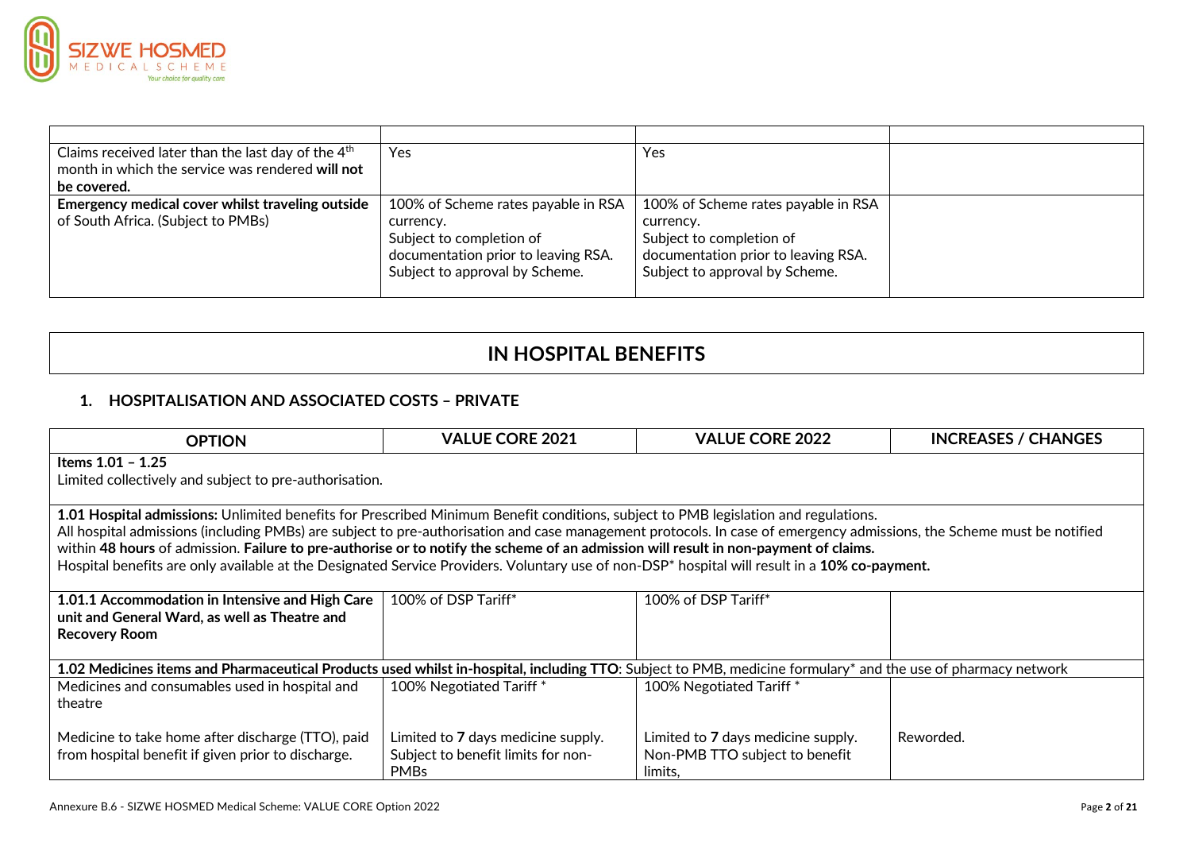| | | | |
|---|---|---|---|
| Claims received later than the last day of the 4th month in which the service was rendered **will not be covered.** | Yes | Yes | |
| **Emergency medical cover whilst traveling outside** of South Africa. (Subject to PMBs) | 100% of Scheme rates payable in RSA currency.<br>Subject to completion of documentation prior to leaving RSA.<br>Subject to approval by Scheme. | 100% of Scheme rates payable in RSA currency.<br>Subject to completion of documentation prior to leaving RSA.<br>Subject to approval by Scheme. | |

# IN HOSPITAL BENEFITS

## 1. HOSPITALISATION AND ASSOCIATED COSTS – PRIVATE

| OPTION | VALUE CORE 2021 | VALUE CORE 2022 | INCREASES / CHANGES |
|---|---|---|---|
| **Items 1.01 – 1.25**<br>Limited collectively and subject to pre-authorisation. | | | |
| **1.01 Hospital admissions:** Unlimited benefits for Prescribed Minimum Benefit conditions, subject to PMB legislation and regulations.<br>All hospital admissions (including PMBs) are subject to pre-authorisation and case management protocols. In case of emergency admissions, the Scheme must be notified within **48 hours** of admission. **Failure to pre-authorise or to notify the scheme of an admission will result in non-payment of claims.**<br>Hospital benefits are only available at the Designated Service Providers. Voluntary use of non-DSP* hospital will result in a **10% co-payment.** | | | |
| **1.01.1 Accommodation in Intensive and High Care unit and General Ward, as well as Theatre and Recovery Room** | 100% of DSP Tariff* | 100% of DSP Tariff* | |
| **1.02 Medicines items and Pharmaceutical Products used whilst in-hospital, including TTO**: Subject to PMB, medicine formulary* and the use of pharmacy network | | | |
| Medicines and consumables used in hospital and theatre | 100% Negotiated Tariff * | 100% Negotiated Tariff * | |
| Medicine to take home after discharge (TTO), paid from hospital benefit if given prior to discharge. | Limited to **7** days medicine supply.<br>Subject to benefit limits for non-PMBs | Limited to **7** days medicine supply.<br>Non-PMB TTO subject to benefit limits, | Reworded. |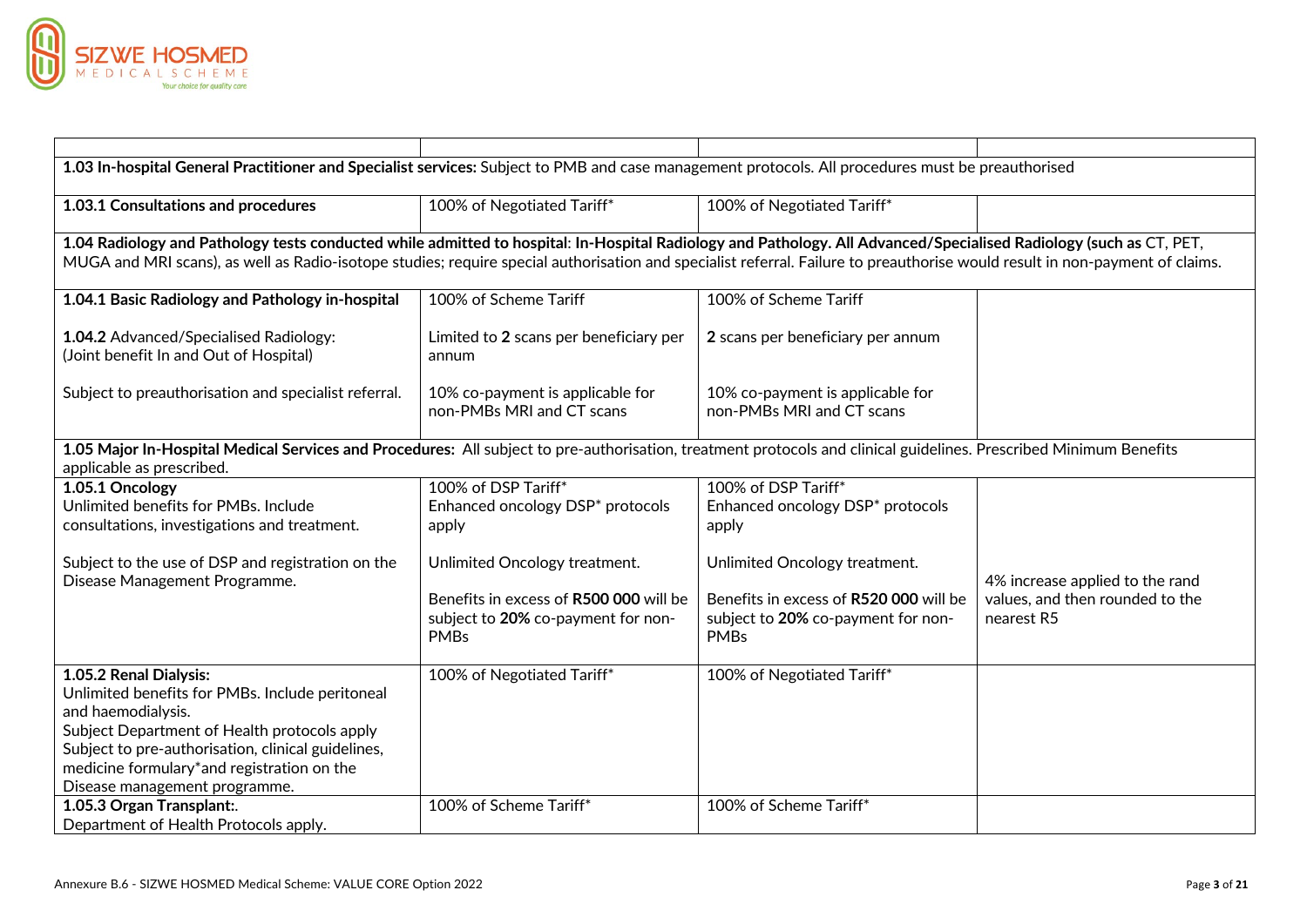| | | | |
|---|---|---|---|
| **1.03 In-hospital General Practitioner and Specialist services:** Subject to PMB and case management protocols. All procedures must be preauthorised | | | |
| **1.03.1 Consultations and procedures** | 100% of Negotiated Tariff* | 100% of Negotiated Tariff* | |
| **1.04 Radiology and Pathology tests conducted while admitted to hospital**: **In-Hospital Radiology and Pathology. All Advanced/Specialised Radiology (such as** CT, PET, MUGA and MRI scans), as well as Radio-isotope studies; require special authorisation and specialist referral. Failure to preauthorise would result in non-payment of claims. | | | |
| **1.04.1 Basic Radiology and Pathology in-hospital**<br><br>**1.04.2** Advanced/Specialised Radiology: (Joint benefit In and Out of Hospital)<br><br>Subject to preauthorisation and specialist referral. | 100% of Scheme Tariff<br><br>Limited to **2** scans per beneficiary per annum<br><br>10% co-payment is applicable for non-PMBs MRI and CT scans | 100% of Scheme Tariff<br><br>**2** scans per beneficiary per annum<br><br>10% co-payment is applicable for non-PMBs MRI and CT scans | |
| **1.05 Major In-Hospital Medical Services and Procedures:** All subject to pre-authorisation, treatment protocols and clinical guidelines. Prescribed Minimum Benefits applicable as prescribed. | | | |
| **1.05.1 Oncology**<br>Unlimited benefits for PMBs. Include consultations, investigations and treatment.<br><br>Subject to the use of DSP and registration on the Disease Management Programme. | 100% of DSP Tariff*<br>Enhanced oncology DSP* protocols apply<br><br>Unlimited Oncology treatment.<br><br>Benefits in excess of **R500 000** will be subject to **20%** co-payment for non-PMBs | 100% of DSP Tariff*<br>Enhanced oncology DSP* protocols apply<br><br>Unlimited Oncology treatment.<br><br>Benefits in excess of **R520 000** will be subject to **20%** co-payment for non-PMBs | 4% increase applied to the rand values, and then rounded to the nearest R5 |
| **1.05.2 Renal Dialysis:**<br>Unlimited benefits for PMBs. Include peritoneal and haemodialysis.<br>Subject Department of Health protocols apply<br>Subject to pre-authorisation, clinical guidelines, medicine formulary*and registration on the Disease management programme. | 100% of Negotiated Tariff* | 100% of Negotiated Tariff* | |
| **1.05.3 Organ Transplant:**.<br>Department of Health Protocols apply. | 100% of Scheme Tariff* | 100% of Scheme Tariff* | |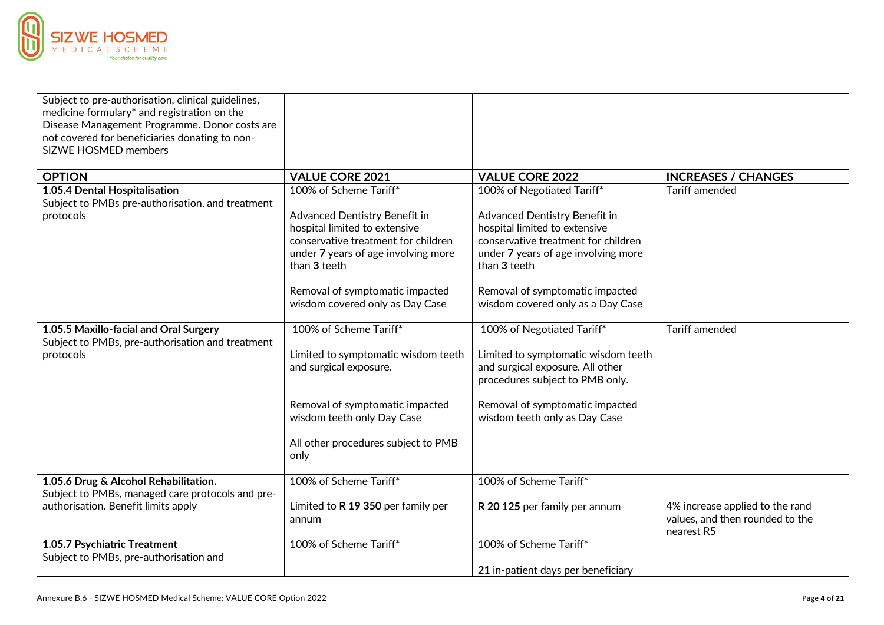| Subject to pre-authorisation, clinical guidelines, medicine formulary* and registration on the Disease Management Programme. Donor costs are not covered for beneficiaries donating to non-SIZWE HOSMED members | | | |
|---|---|---|---|
| **OPTION** | **VALUE CORE 2021** | **VALUE CORE 2022** | **INCREASES / CHANGES** |
| **1.05.4 Dental Hospitalisation**<br>Subject to PMBs pre-authorisation, and treatment protocols | 100% of Scheme Tariff*<br><br>Advanced Dentistry Benefit in hospital limited to extensive conservative treatment for children under **7** years of age involving more than **3** teeth<br><br>Removal of symptomatic impacted wisdom covered only as Day Case | 100% of Negotiated Tariff*<br><br>Advanced Dentistry Benefit in hospital limited to extensive conservative treatment for children under **7** years of age involving more than **3** teeth<br><br>Removal of symptomatic impacted wisdom covered only as a Day Case | Tariff amended |
| **1.05.5 Maxillo-facial and Oral Surgery**<br>Subject to PMBs, pre-authorisation and treatment protocols | 100% of Scheme Tariff*<br><br>Limited to symptomatic wisdom teeth and surgical exposure.<br><br>Removal of symptomatic impacted wisdom teeth only Day Case<br><br>All other procedures subject to PMB only | 100% of Negotiated Tariff*<br><br>Limited to symptomatic wisdom teeth and surgical exposure. All other procedures subject to PMB only.<br><br>Removal of symptomatic impacted wisdom teeth only as Day Case | Tariff amended |
| **1.05.6 Drug & Alcohol Rehabilitation.**<br>Subject to PMBs, managed care protocols and pre-authorisation. Benefit limits apply | 100% of Scheme Tariff*<br><br>Limited to **R 19 350** per family per annum | 100% of Scheme Tariff*<br><br>**R 20 125** per family per annum | <br><br>4% increase applied to the rand values, and then rounded to the nearest R5 |
| **1.05.7 Psychiatric Treatment**<br>Subject to PMBs, pre-authorisation and | 100% of Scheme Tariff* | 100% of Scheme Tariff*<br><br>**21** in-patient days per beneficiary | |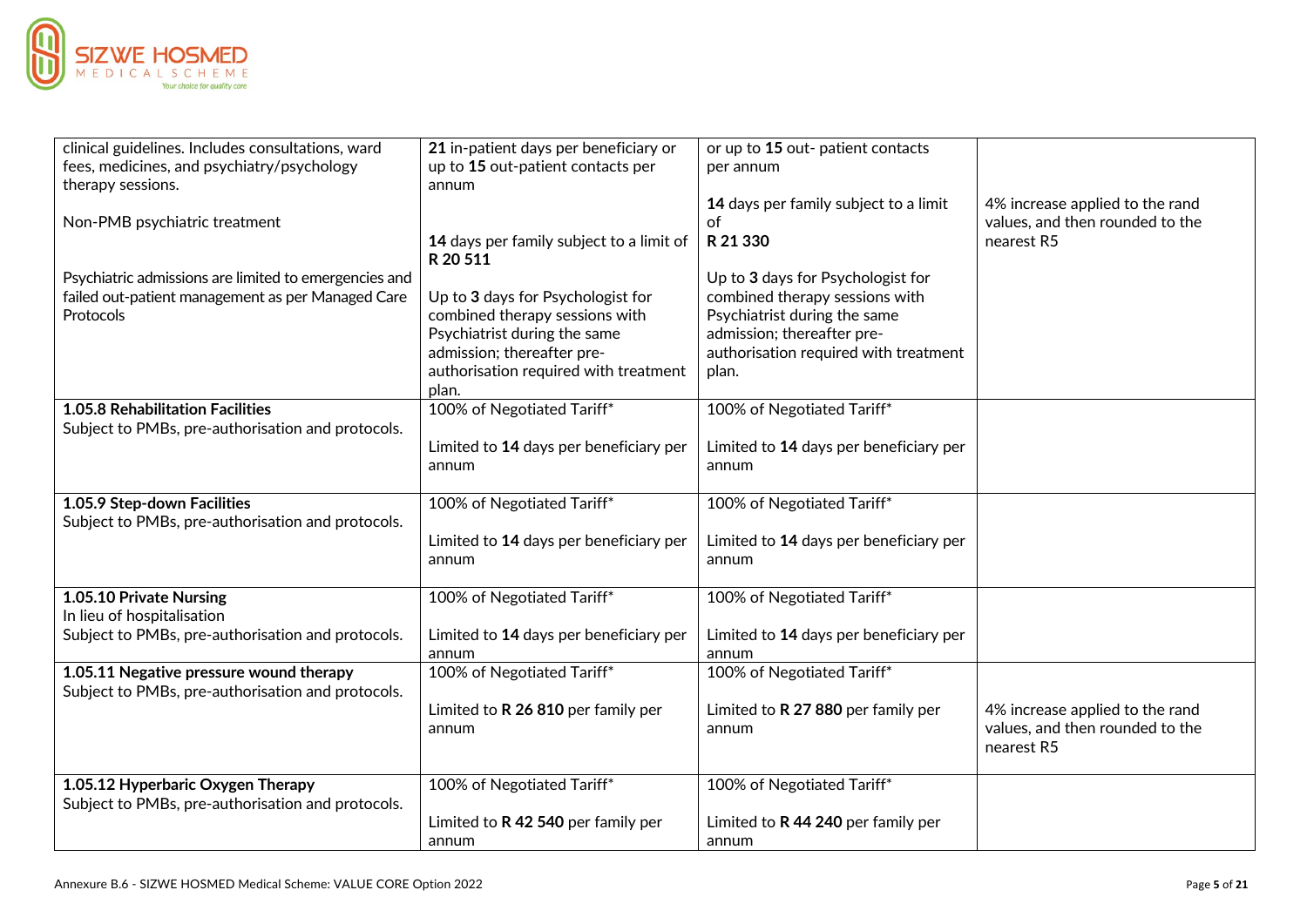| | | | |
|---|---|---|---|
| clinical guidelines. Includes consultations, ward fees, medicines, and psychiatry/psychology therapy sessions.<br><br>Non-PMB psychiatric treatment<br><br>Psychiatric admissions are limited to emergencies and failed out-patient management as per Managed Care Protocols | **21** in-patient days per beneficiary or up to **15** out-patient contacts per annum<br><br>**14** days per family subject to a limit of **R 20 511**<br><br>Up to **3** days for Psychologist for combined therapy sessions with Psychiatrist during the same admission; thereafter pre-authorisation required with treatment plan. | or up to **15** out- patient contacts per annum<br><br>**14** days per family subject to a limit of **R 21 330**<br><br>Up to **3** days for Psychologist for combined therapy sessions with Psychiatrist during the same admission; thereafter pre-authorisation required with treatment plan. | 4% increase applied to the rand values, and then rounded to the nearest R5 |
| **1.05.8 Rehabilitation Facilities**<br>Subject to PMBs, pre-authorisation and protocols. | 100% of Negotiated Tariff*<br><br>Limited to **14** days per beneficiary per annum | 100% of Negotiated Tariff*<br><br>Limited to **14** days per beneficiary per annum | |
| **1.05.9 Step-down Facilities**<br>Subject to PMBs, pre-authorisation and protocols. | 100% of Negotiated Tariff*<br><br>Limited to **14** days per beneficiary per annum | 100% of Negotiated Tariff*<br><br>Limited to **14** days per beneficiary per annum | |
| **1.05.10 Private Nursing**<br>In lieu of hospitalisation<br>Subject to PMBs, pre-authorisation and protocols. | 100% of Negotiated Tariff*<br><br>Limited to **14** days per beneficiary per annum | 100% of Negotiated Tariff*<br><br>Limited to **14** days per beneficiary per annum | |
| **1.05.11 Negative pressure wound therapy**<br>Subject to PMBs, pre-authorisation and protocols. | 100% of Negotiated Tariff*<br><br>Limited to **R 26 810** per family per annum | 100% of Negotiated Tariff*<br><br>Limited to **R 27 880** per family per annum | 4% increase applied to the rand values, and then rounded to the nearest R5 |
| **1.05.12 Hyperbaric Oxygen Therapy**<br>Subject to PMBs, pre-authorisation and protocols. | 100% of Negotiated Tariff*<br><br>Limited to **R 42 540** per family per annum | 100% of Negotiated Tariff*<br><br>Limited to **R 44 240** per family per annum | |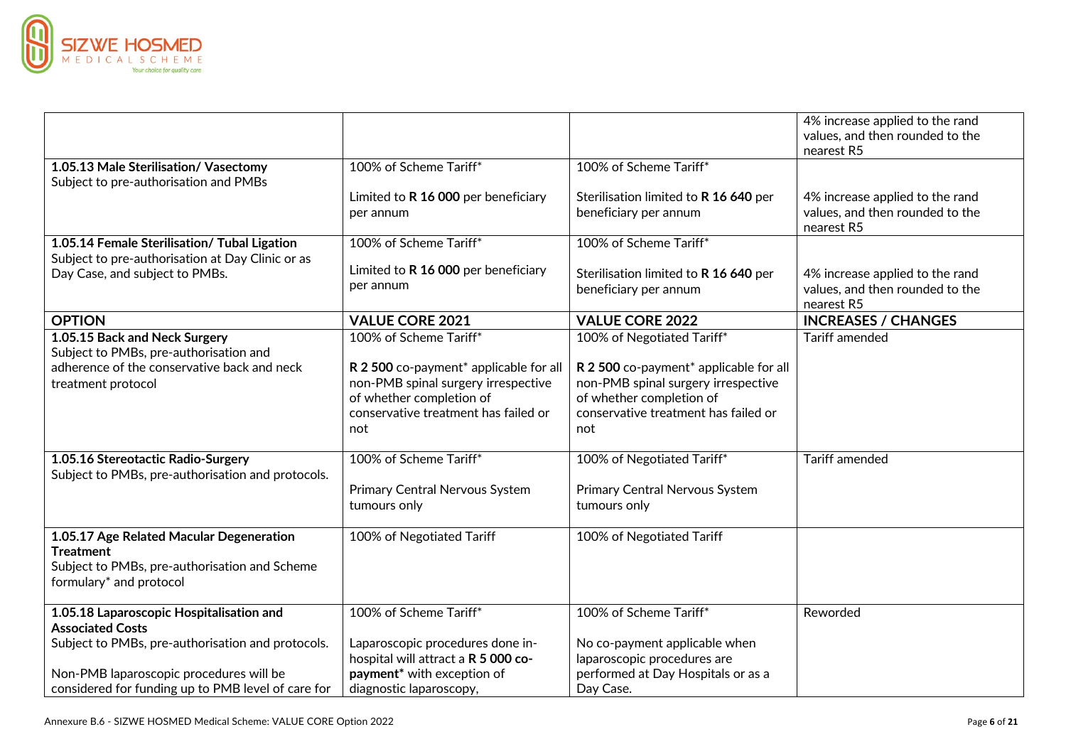| | | | 4% increase applied to the rand values, and then rounded to the nearest R5 |
|---|---|---|---|
| **1.05.13 Male Sterilisation/ Vasectomy**<br>Subject to pre-authorisation and PMBs | 100% of Scheme Tariff*<br><br>Limited to **R 16 000** per beneficiary per annum | 100% of Scheme Tariff*<br><br>Sterilisation limited to **R 16 640** per beneficiary per annum | <br><br>4% increase applied to the rand values, and then rounded to the nearest R5 |
| **1.05.14 Female Sterilisation/ Tubal Ligation**<br>Subject to pre-authorisation at Day Clinic or as Day Case, and subject to PMBs. | 100% of Scheme Tariff*<br><br>Limited to **R 16 000** per beneficiary per annum | 100% of Scheme Tariff*<br><br>Sterilisation limited to **R 16 640** per beneficiary per annum | <br><br>4% increase applied to the rand values, and then rounded to the nearest R5 |
| **OPTION** | **VALUE CORE 2021** | **VALUE CORE 2022** | **INCREASES / CHANGES** |
| **1.05.15 Back and Neck Surgery**<br>Subject to PMBs, pre-authorisation and adherence of the conservative back and neck treatment protocol | 100% of Scheme Tariff*<br><br>**R 2 500** co-payment* applicable for all non-PMB spinal surgery irrespective of whether completion of conservative treatment has failed or not | 100% of Negotiated Tariff*<br><br>**R 2 500** co-payment* applicable for all non-PMB spinal surgery irrespective of whether completion of conservative treatment has failed or not | Tariff amended |
| **1.05.16 Stereotactic Radio-Surgery**<br>Subject to PMBs, pre-authorisation and protocols. | 100% of Scheme Tariff*<br><br>Primary Central Nervous System tumours only | 100% of Negotiated Tariff*<br><br>Primary Central Nervous System tumours only | Tariff amended |
| **1.05.17 Age Related Macular Degeneration Treatment**<br>Subject to PMBs, pre-authorisation and Scheme formulary* and protocol | 100% of Negotiated Tariff | 100% of Negotiated Tariff | |
| **1.05.18 Laparoscopic Hospitalisation and Associated Costs**<br>Subject to PMBs, pre-authorisation and protocols.<br><br>Non-PMB laparoscopic procedures will be considered for funding up to PMB level of care for | 100% of Scheme Tariff*<br><br>Laparoscopic procedures done in-hospital will attract a **R 5 000 co-payment*** with exception of diagnostic laparoscopy, | 100% of Scheme Tariff*<br><br>No co-payment applicable when laparoscopic procedures are performed at Day Hospitals or as a Day Case. | Reworded |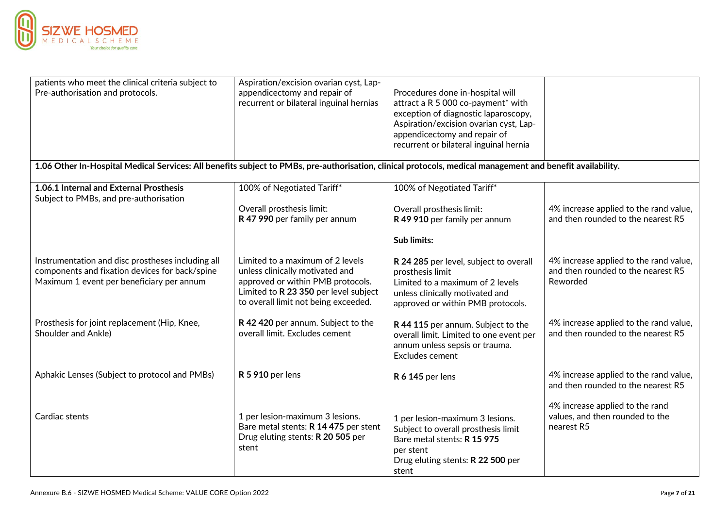| | | | |
|---|---|---|---|
| patients who meet the clinical criteria subject to Pre-authorisation and protocols. | Aspiration/excision ovarian cyst, Lap-appendicectomy and repair of recurrent or bilateral inguinal hernias | Procedures done in-hospital will attract a R 5 000 co-payment* with exception of diagnostic laparoscopy, Aspiration/excision ovarian cyst, Lap-appendicectomy and repair of recurrent or bilateral inguinal hernia | |
| **1.06 Other In-Hospital Medical Services: All benefits subject to PMBs, pre-authorisation, clinical protocols, medical management and benefit availability.** | | | |
| **1.06.1 Internal and External Prosthesis**<br>Subject to PMBs, and pre-authorisation | 100% of Negotiated Tariff*<br><br>Overall prosthesis limit:<br>**R 47 990** per family per annum | 100% of Negotiated Tariff*<br><br>Overall prosthesis limit:<br>**R 49 910** per family per annum<br><br>**Sub limits:** | 4% increase applied to the rand value, and then rounded to the nearest R5 |
| Instrumentation and disc prostheses including all components and fixation devices for back/spine<br>Maximum 1 event per beneficiary per annum | Limited to a maximum of 2 levels unless clinically motivated and approved or within PMB protocols. Limited to **R 23 350** per level subject to overall limit not being exceeded. | **R 24 285** per level, subject to overall prosthesis limit<br>Limited to a maximum of 2 levels unless clinically motivated and approved or within PMB protocols. | 4% increase applied to the rand value, and then rounded to the nearest R5<br>Reworded |
| Prosthesis for joint replacement (Hip, Knee, Shoulder and Ankle) | **R 42 420** per annum. Subject to the overall limit. Excludes cement | **R 44 115** per annum. Subject to the overall limit. Limited to one event per annum unless sepsis or trauma. Excludes cement | 4% increase applied to the rand value, and then rounded to the nearest R5 |
| Aphakic Lenses (Subject to protocol and PMBs) | **R 5 910** per lens | **R 6 145** per lens | 4% increase applied to the rand value, and then rounded to the nearest R5 |
| Cardiac stents | 1 per lesion-maximum 3 lesions.<br>Bare metal stents: **R 14 475** per stent<br>Drug eluting stents: **R 20 505** per stent | 1 per lesion-maximum 3 lesions.<br>Subject to overall prosthesis limit<br>Bare metal stents: **R 15 975** per stent<br>Drug eluting stents: **R 22 500** per stent | 4% increase applied to the rand values, and then rounded to the nearest R5 |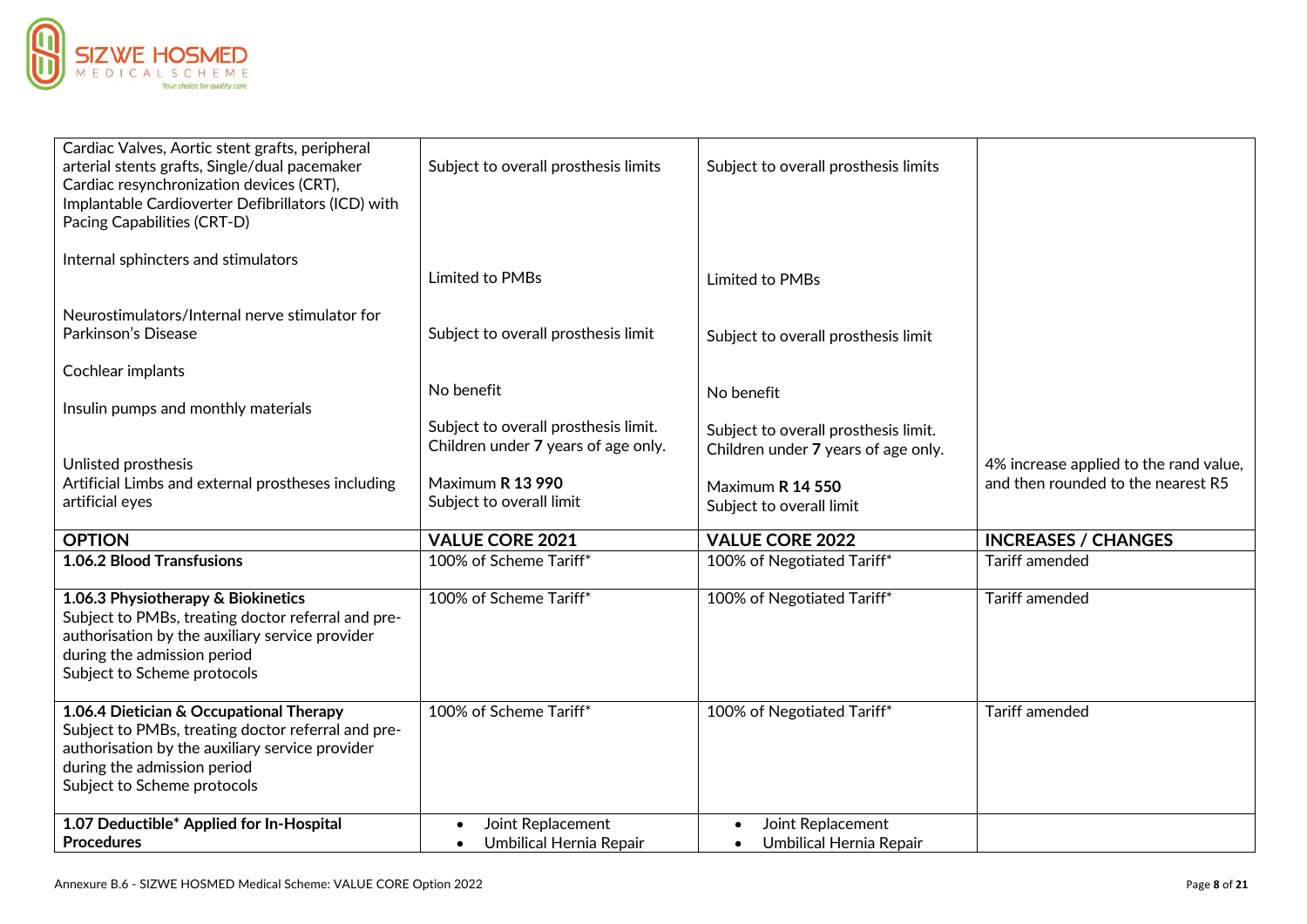| | | | |
|---|---|---|---|
| Cardiac Valves, Aortic stent grafts, peripheral arterial stents grafts, Single/dual pacemaker Cardiac resynchronization devices (CRT), Implantable Cardioverter Defibrillators (ICD) with Pacing Capabilities (CRT-D)<br><br>Internal sphincters and stimulators<br><br>Neurostimulators/Internal nerve stimulator for Parkinson's Disease<br><br>Cochlear implants<br><br>Insulin pumps and monthly materials<br><br>Unlisted prosthesis<br>Artificial Limbs and external prostheses including artificial eyes | Subject to overall prosthesis limits<br><br>Limited to PMBs<br><br>Subject to overall prosthesis limit<br><br>No benefit<br><br>Subject to overall prosthesis limit. Children under **7** years of age only.<br><br>Maximum **R 13 990**<br>Subject to overall limit | Subject to overall prosthesis limits<br><br>Limited to PMBs<br><br>Subject to overall prosthesis limit<br><br>No benefit<br><br>Subject to overall prosthesis limit. Children under **7** years of age only.<br><br>Maximum **R 14 550**<br>Subject to overall limit | 4% increase applied to the rand value, and then rounded to the nearest R5 |
| **OPTION** | **VALUE CORE 2021** | **VALUE CORE 2022** | **INCREASES / CHANGES** |
| **1.06.2 Blood Transfusions** | 100% of Scheme Tariff* | 100% of Negotiated Tariff* | Tariff amended |
| **1.06.3 Physiotherapy & Biokinetics**<br>Subject to PMBs, treating doctor referral and pre-authorisation by the auxiliary service provider during the admission period<br>Subject to Scheme protocols | 100% of Scheme Tariff* | 100% of Negotiated Tariff* | Tariff amended |
| **1.06.4 Dietician & Occupational Therapy**<br>Subject to PMBs, treating doctor referral and pre-authorisation by the auxiliary service provider during the admission period<br>Subject to Scheme protocols | 100% of Scheme Tariff* | 100% of Negotiated Tariff* | Tariff amended |
| **1.07 Deductible* Applied for In-Hospital Procedures** | • Joint Replacement<br>• Umbilical Hernia Repair | • Joint Replacement<br>• Umbilical Hernia Repair | |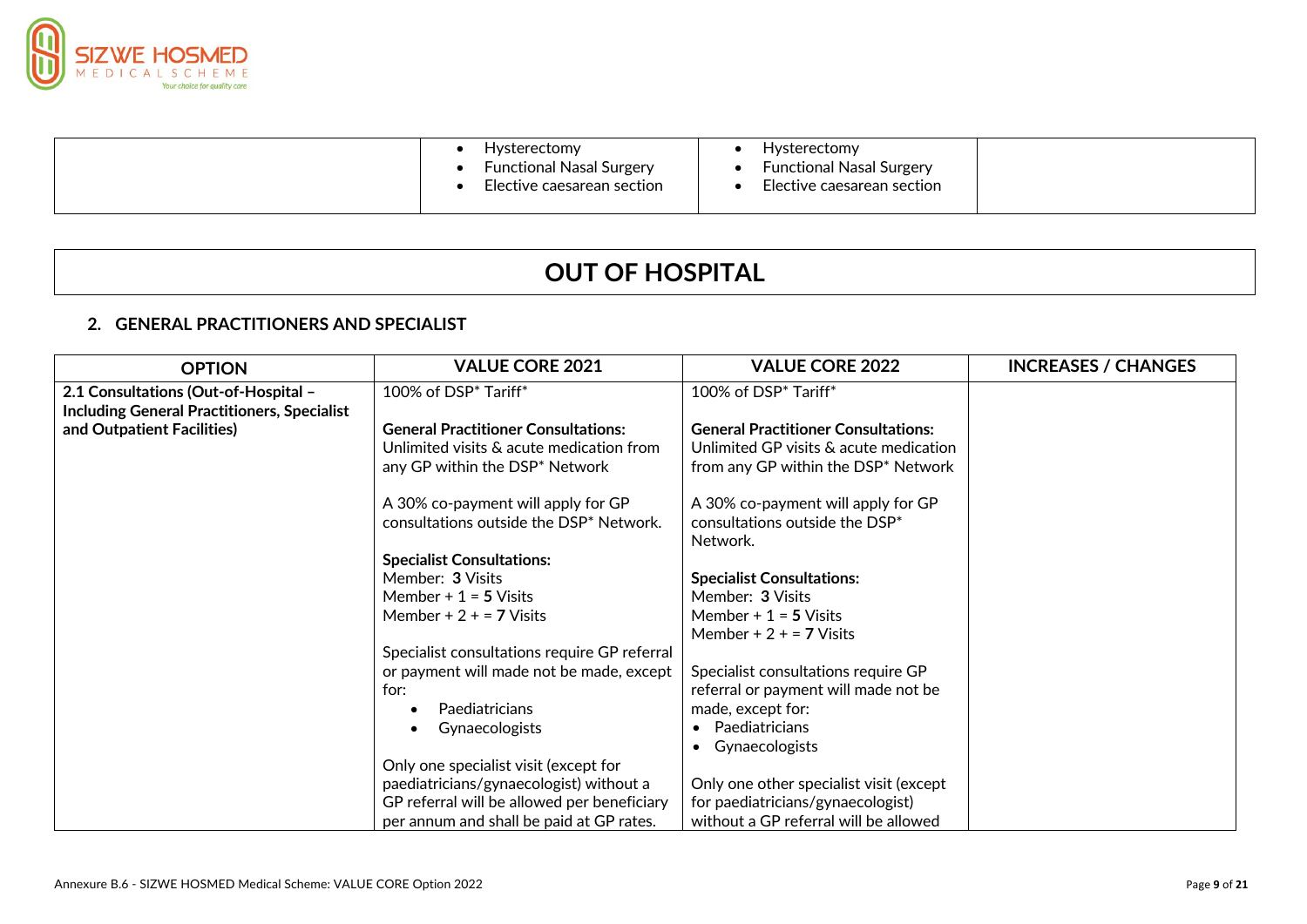| | | | |
|---|---|---|---|
| | • Hysterectomy<br>• Functional Nasal Surgery<br>• Elective caesarean section | • Hysterectomy<br>• Functional Nasal Surgery<br>• Elective caesarean section | |

# OUT OF HOSPITAL

## 2. GENERAL PRACTITIONERS AND SPECIALIST

| OPTION | VALUE CORE 2021 | VALUE CORE 2022 | INCREASES / CHANGES |
|---|---|---|---|
| **2.1 Consultations (Out-of-Hospital – Including General Practitioners, Specialist and Outpatient Facilities)** | 100% of DSP* Tariff*<br><br>**General Practitioner Consultations:**<br>Unlimited visits & acute medication from any GP within the DSP* Network<br><br>A 30% co-payment will apply for GP consultations outside the DSP* Network.<br><br>**Specialist Consultations:**<br>Member: **3** Visits<br>Member + 1 = **5** Visits<br>Member + 2 + = **7** Visits<br><br>Specialist consultations require GP referral or payment will made not be made, except for:<br>• Paediatricians<br>• Gynaecologists<br><br>Only one specialist visit (except for paediatricians/gynaecologist) without a GP referral will be allowed per beneficiary per annum and shall be paid at GP rates. | 100% of DSP* Tariff*<br><br>**General Practitioner Consultations:**<br>Unlimited GP visits & acute medication from any GP within the DSP* Network<br><br>A 30% co-payment will apply for GP consultations outside the DSP* Network.<br><br>**Specialist Consultations:**<br>Member: **3** Visits<br>Member + 1 = **5** Visits<br>Member + 2 + = **7** Visits<br><br>Specialist consultations require GP referral or payment will made not be made, except for:<br>• Paediatricians<br>• Gynaecologists<br><br>Only one other specialist visit (except for paediatricians/gynaecologist) without a GP referral will be allowed | |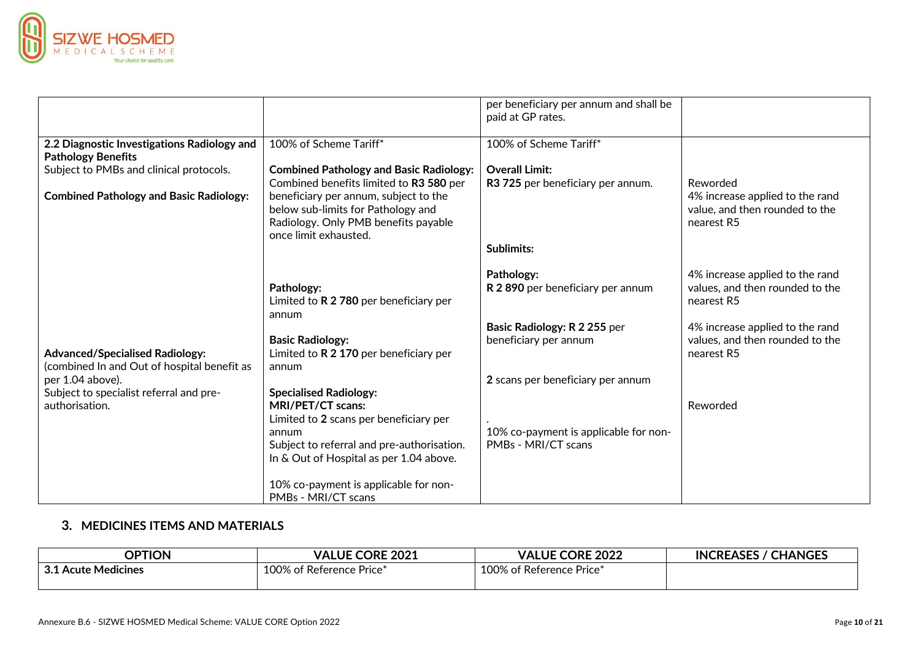| | | | |
|---|---|---|---|
| | | per beneficiary per annum and shall be paid at GP rates. | |
| **2.2 Diagnostic Investigations Radiology and Pathology Benefits**<br>Subject to PMBs and clinical protocols.<br><br>**Combined Pathology and Basic Radiology:**<br><br><br><br><br><br><br><br><br><br><br><br><br>**Advanced/Specialised Radiology:**<br>(combined In and Out of hospital benefit as per 1.04 above).<br>Subject to specialist referral and pre-authorisation. | 100% of Scheme Tariff*<br><br>**Combined Pathology and Basic Radiology:** Combined benefits limited to **R3 580** per beneficiary per annum, subject to the below sub-limits for Pathology and Radiology. Only PMB benefits payable once limit exhausted.<br><br>**Pathology:**<br>Limited to **R 2 780** per beneficiary per annum<br><br>**Basic Radiology:**<br>Limited to **R 2 170** per beneficiary per annum<br><br>**Specialised Radiology:**<br>**MRI/PET/CT scans:**<br>Limited to **2** scans per beneficiary per annum<br>Subject to referral and pre-authorisation.<br>In & Out of Hospital as per 1.04 above.<br><br>10% co-payment is applicable for non-PMBs - MRI/CT scans | 100% of Scheme Tariff*<br><br>**Overall Limit:**<br>**R3 725** per beneficiary per annum.<br><br>**Sublimits:**<br><br>**Pathology:**<br>**R 2 890** per beneficiary per annum<br><br>**Basic Radiology: R 2 255** per beneficiary per annum<br><br>**2** scans per beneficiary per annum<br><br>.<br>10% co-payment is applicable for non-PMBs - MRI/CT scans | <br><br>Reworded<br>4% increase applied to the rand value, and then rounded to the nearest R5<br><br>4% increase applied to the rand values, and then rounded to the nearest R5<br><br>4% increase applied to the rand values, and then rounded to the nearest R5<br><br>Reworded |

## 3. MEDICINES ITEMS AND MATERIALS

| OPTION | VALUE CORE 2021 | VALUE CORE 2022 | INCREASES / CHANGES |
|---|---|---|---|
| **3.1 Acute Medicines** | 100% of Reference Price* | 100% of Reference Price* | |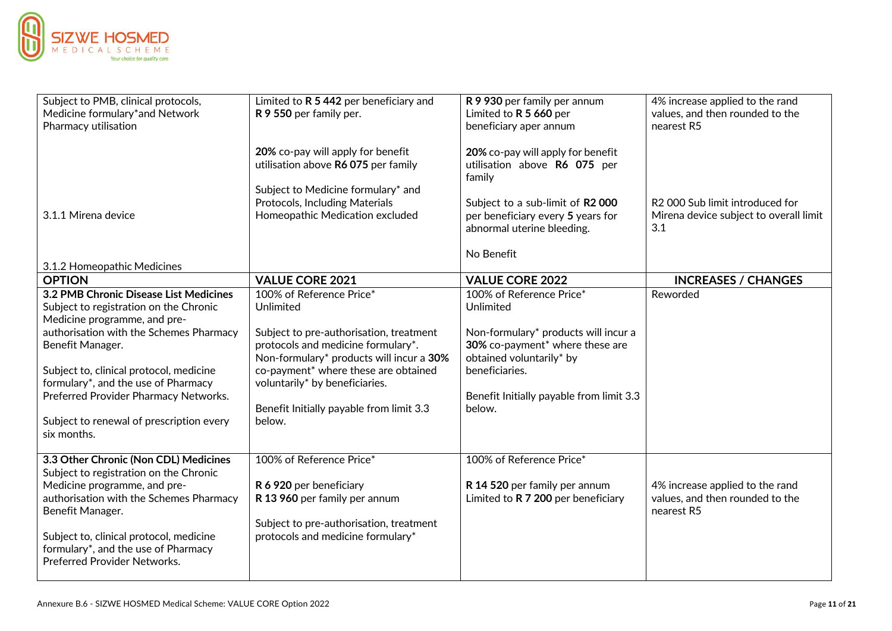| Subject to PMB, clinical protocols, Medicine formulary*and Network Pharmacy utilisation<br><br>3.1.1 Mirena device<br><br>3.1.2 Homeopathic Medicines | Limited to **R 5 442** per beneficiary and **R 9 550** per family per.<br><br>**20%** co-pay will apply for benefit utilisation above **R6 075** per family<br><br>Subject to Medicine formulary* and Protocols, Including Materials Homeopathic Medication excluded | **R 9 930** per family per annum Limited to **R 5 660** per beneficiary aper annum<br><br>**20%** co-pay will apply for benefit utilisation above **R6 075** per family<br><br>Subject to a sub-limit of **R2 000** per beneficiary every **5** years for abnormal uterine bleeding.<br><br>No Benefit | 4% increase applied to the rand values, and then rounded to the nearest R5<br><br>R2 000 Sub limit introduced for Mirena device subject to overall limit 3.1 |
|---|---|---|---|
| **OPTION** | **VALUE CORE 2021** | **VALUE CORE 2022** | **INCREASES / CHANGES** |
| **3.2 PMB Chronic Disease List Medicines** Subject to registration on the Chronic Medicine programme, and pre-authorisation with the Schemes Pharmacy Benefit Manager.<br><br>Subject to, clinical protocol, medicine formulary*, and the use of Pharmacy Preferred Provider Pharmacy Networks.<br><br>Subject to renewal of prescription every six months. | 100% of Reference Price*<br>Unlimited<br><br>Subject to pre-authorisation, treatment protocols and medicine formulary*. Non-formulary* products will incur a **30%** co-payment* where these are obtained voluntarily* by beneficiaries.<br><br>Benefit Initially payable from limit 3.3 below. | 100% of Reference Price*<br>Unlimited<br><br>Non-formulary* products will incur a **30%** co-payment* where these are obtained voluntarily* by beneficiaries.<br><br>Benefit Initially payable from limit 3.3 below. | Reworded |
| **3.3 Other Chronic (Non CDL) Medicines** Subject to registration on the Chronic Medicine programme, and pre-authorisation with the Schemes Pharmacy Benefit Manager.<br><br>Subject to, clinical protocol, medicine formulary*, and the use of Pharmacy Preferred Provider Networks. | 100% of Reference Price*<br><br>**R 6 920** per beneficiary<br>**R 13 960** per family per annum<br><br>Subject to pre-authorisation, treatment protocols and medicine formulary* | 100% of Reference Price*<br><br>**R 14 520** per family per annum<br>Limited to **R 7 200** per beneficiary | 4% increase applied to the rand values, and then rounded to the nearest R5 |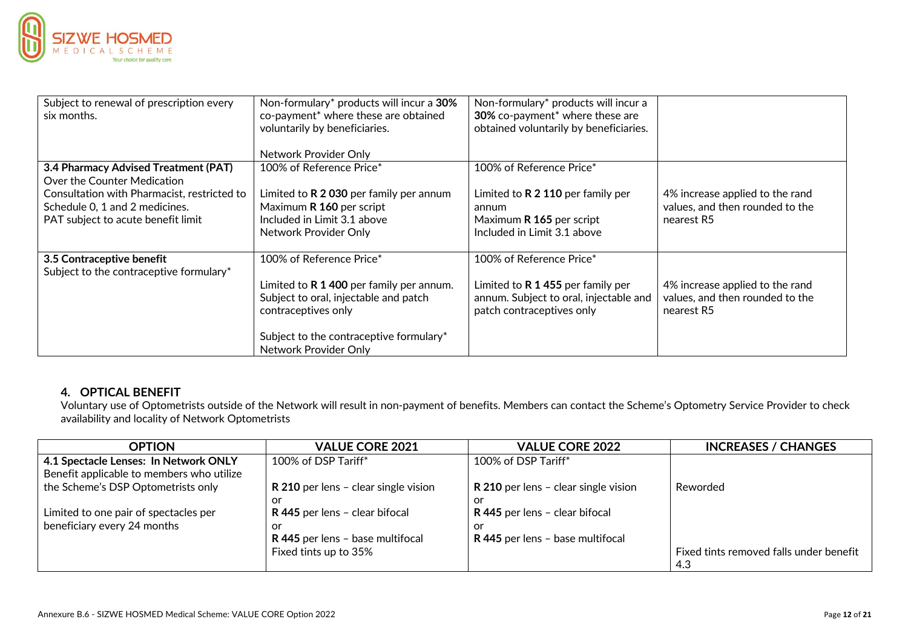| | | | |
|---|---|---|---|
| Subject to renewal of prescription every six months. | Non-formulary* products will incur a **30%** co-payment* where these are obtained voluntarily by beneficiaries.<br><br>Network Provider Only | Non-formulary* products will incur a **30%** co-payment* where these are obtained voluntarily by beneficiaries. | |
| **3.4 Pharmacy Advised Treatment (PAT)**<br>Over the Counter Medication<br>Consultation with Pharmacist, restricted to Schedule 0, 1 and 2 medicines.<br>PAT subject to acute benefit limit | 100% of Reference Price*<br><br>Limited to **R 2 030** per family per annum<br>Maximum **R 160** per script<br>Included in Limit 3.1 above<br>Network Provider Only | 100% of Reference Price*<br><br>Limited to **R 2 110** per family per annum<br>Maximum **R 165** per script<br>Included in Limit 3.1 above | 4% increase applied to the rand values, and then rounded to the nearest R5 |
| **3.5 Contraceptive benefit**<br>Subject to the contraceptive formulary* | 100% of Reference Price*<br><br>Limited to **R 1 400** per family per annum. Subject to oral, injectable and patch contraceptives only<br><br>Subject to the contraceptive formulary*<br>Network Provider Only | 100% of Reference Price*<br><br>Limited to **R 1 455** per family per annum. Subject to oral, injectable and patch contraceptives only | 4% increase applied to the rand values, and then rounded to the nearest R5 |

## 4. OPTICAL BENEFIT

Voluntary use of Optometrists outside of the Network will result in non-payment of benefits. Members can contact the Scheme's Optometry Service Provider to check availability and locality of Network Optometrists

| OPTION | VALUE CORE 2021 | VALUE CORE 2022 | INCREASES / CHANGES |
|---|---|---|---|
| **4.1 Spectacle Lenses: In Network ONLY**<br>Benefit applicable to members who utilize the Scheme's DSP Optometrists only<br><br>Limited to one pair of spectacles per beneficiary every 24 months | 100% of DSP Tariff*<br><br>**R 210** per lens – clear single vision<br>or<br>**R 445** per lens – clear bifocal<br>or<br>**R 445** per lens – base multifocal<br>Fixed tints up to 35% | 100% of DSP Tariff*<br><br>**R 210** per lens – clear single vision<br>or<br>**R 445** per lens – clear bifocal<br>or<br>**R 445** per lens – base multifocal | Reworded<br><br>Fixed tints removed falls under benefit 4.3 |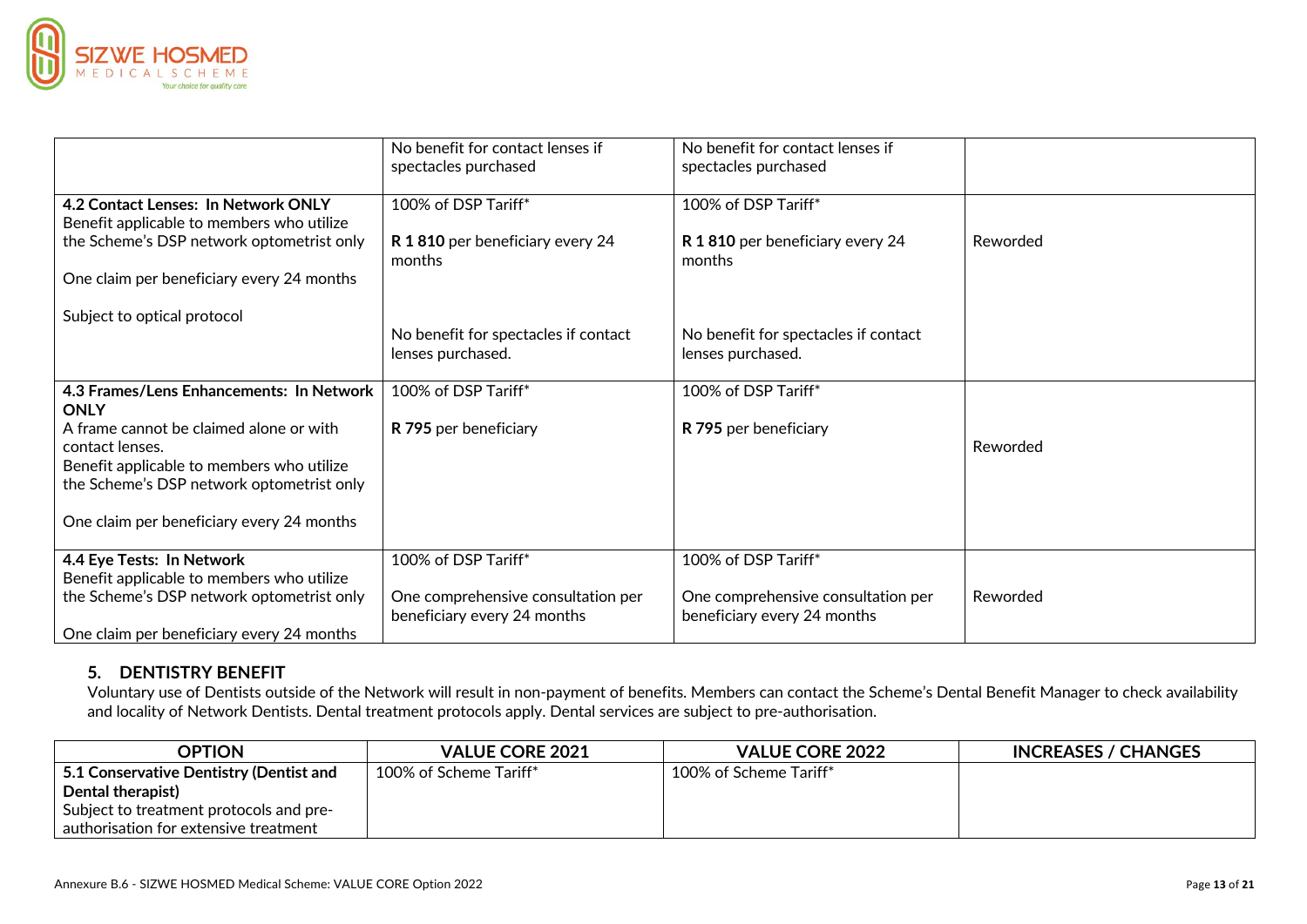| | | | |
|---|---|---|---|
| | No benefit for contact lenses if spectacles purchased | No benefit for contact lenses if spectacles purchased | |
| **4.2 Contact Lenses: In Network ONLY**<br>Benefit applicable to members who utilize the Scheme's DSP network optometrist only<br><br>One claim per beneficiary every 24 months<br><br>Subject to optical protocol | 100% of DSP Tariff*<br><br>**R 1 810** per beneficiary every 24 months<br><br>No benefit for spectacles if contact lenses purchased. | 100% of DSP Tariff*<br><br>**R 1 810** per beneficiary every 24 months<br><br>No benefit for spectacles if contact lenses purchased. | Reworded |
| **4.3 Frames/Lens Enhancements: In Network ONLY**<br>A frame cannot be claimed alone or with contact lenses.<br>Benefit applicable to members who utilize the Scheme's DSP network optometrist only<br><br>One claim per beneficiary every 24 months | 100% of DSP Tariff*<br><br>**R 795** per beneficiary | 100% of DSP Tariff*<br><br>**R 795** per beneficiary | Reworded |
| **4.4 Eye Tests: In Network**<br>Benefit applicable to members who utilize the Scheme's DSP network optometrist only<br><br>One claim per beneficiary every 24 months | 100% of DSP Tariff*<br><br>One comprehensive consultation per beneficiary every 24 months | 100% of DSP Tariff*<br><br>One comprehensive consultation per beneficiary every 24 months | Reworded |

## 5. DENTISTRY BENEFIT

Voluntary use of Dentists outside of the Network will result in non-payment of benefits. Members can contact the Scheme's Dental Benefit Manager to check availability and locality of Network Dentists. Dental treatment protocols apply. Dental services are subject to pre-authorisation.

| OPTION | VALUE CORE 2021 | VALUE CORE 2022 | INCREASES / CHANGES |
|---|---|---|---|
| **5.1 Conservative Dentistry (Dentist and Dental therapist)**<br>Subject to treatment protocols and pre-authorisation for extensive treatment | 100% of Scheme Tariff* | 100% of Scheme Tariff* | |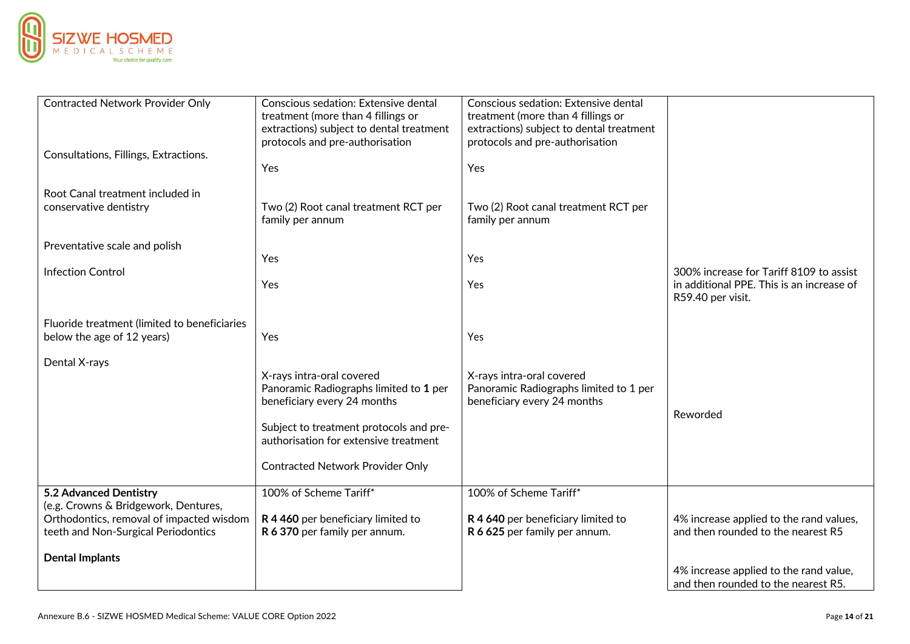| | | | |
|---|---|---|---|
| Contracted Network Provider Only<br><br>Consultations, Fillings, Extractions.<br><br>Root Canal treatment included in conservative dentistry<br><br>Preventative scale and polish<br><br>Infection Control<br><br>Fluoride treatment (limited to beneficiaries below the age of 12 years)<br><br>Dental X-rays | Conscious sedation: Extensive dental treatment (more than 4 fillings or extractions) subject to dental treatment protocols and pre-authorisation<br><br>Yes<br><br>Two (2) Root canal treatment RCT per family per annum<br><br>Yes<br><br>Yes<br><br>Yes<br><br>X-rays intra-oral covered<br>Panoramic Radiographs limited to **1** per beneficiary every 24 months<br><br>Subject to treatment protocols and pre-authorisation for extensive treatment<br><br>Contracted Network Provider Only | Conscious sedation: Extensive dental treatment (more than 4 fillings or extractions) subject to dental treatment protocols and pre-authorisation<br><br>Yes<br><br>Two (2) Root canal treatment RCT per family per annum<br><br>Yes<br><br>Yes<br><br>Yes<br><br>X-rays intra-oral covered<br>Panoramic Radiographs limited to 1 per beneficiary every 24 months | 300% increase for Tariff 8109 to assist in additional PPE. This is an increase of R59.40 per visit.<br><br>Reworded |
| **5.2 Advanced Dentistry**<br>(e.g. Crowns & Bridgework, Dentures, Orthodontics, removal of impacted wisdom teeth and Non-Surgical Periodontics<br><br>**Dental Implants** | 100% of Scheme Tariff*<br><br>**R 4 460** per beneficiary limited to **R 6 370** per family per annum. | 100% of Scheme Tariff*<br><br>**R 4 640** per beneficiary limited to **R 6 625** per family per annum. | 4% increase applied to the rand values, and then rounded to the nearest R5<br><br>4% increase applied to the rand value, and then rounded to the nearest R5. |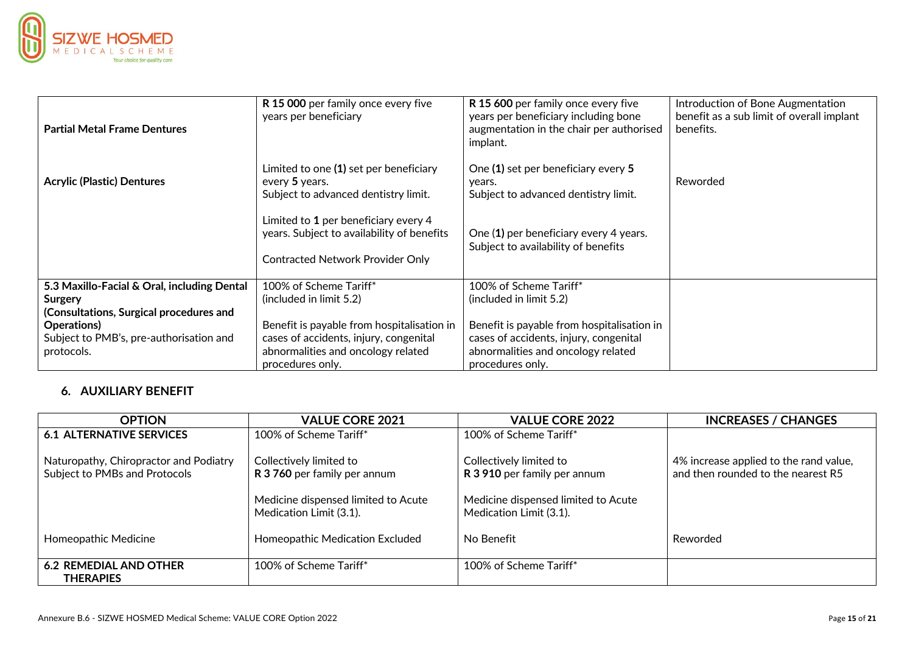| | | | |
|---|---|---|---|
| **Partial Metal Frame Dentures** | **R 15 000** per family once every five years per beneficiary | **R 15 600** per family once every five years per beneficiary including bone augmentation in the chair per authorised implant. | Introduction of Bone Augmentation benefit as a sub limit of overall implant benefits. |
| **Acrylic (Plastic) Dentures** | Limited to one **(1)** set per beneficiary every **5** years.<br>Subject to advanced dentistry limit.<br><br>Limited to **1** per beneficiary every 4 years. Subject to availability of benefits<br><br>Contracted Network Provider Only | One **(1)** set per beneficiary every **5** years.<br>Subject to advanced dentistry limit.<br><br>One (**1**) per beneficiary every 4 years. Subject to availability of benefits | Reworded |
| **5.3 Maxillo-Facial & Oral, including Dental Surgery (Consultations, Surgical procedures and Operations)**<br>Subject to PMB's, pre-authorisation and protocols. | 100% of Scheme Tariff*<br>(included in limit 5.2)<br><br>Benefit is payable from hospitalisation in cases of accidents, injury, congenital abnormalities and oncology related procedures only. | 100% of Scheme Tariff*<br>(included in limit 5.2)<br><br>Benefit is payable from hospitalisation in cases of accidents, injury, congenital abnormalities and oncology related procedures only. | |

## 6. AUXILIARY BENEFIT

| OPTION | VALUE CORE 2021 | VALUE CORE 2022 | INCREASES / CHANGES |
|---|---|---|---|
| **6.1 ALTERNATIVE SERVICES** | 100% of Scheme Tariff* | 100% of Scheme Tariff* | |
| Naturopathy, Chiropractor and Podiatry Subject to PMBs and Protocols | Collectively limited to **R 3 760** per family per annum<br><br>Medicine dispensed limited to Acute Medication Limit (3.1). | Collectively limited to **R 3 910** per family per annum<br><br>Medicine dispensed limited to Acute Medication Limit (3.1). | 4% increase applied to the rand value, and then rounded to the nearest R5 |
| Homeopathic Medicine | Homeopathic Medication Excluded | No Benefit | Reworded |
| **6.2 REMEDIAL AND OTHER THERAPIES** | 100% of Scheme Tariff* | 100% of Scheme Tariff* | |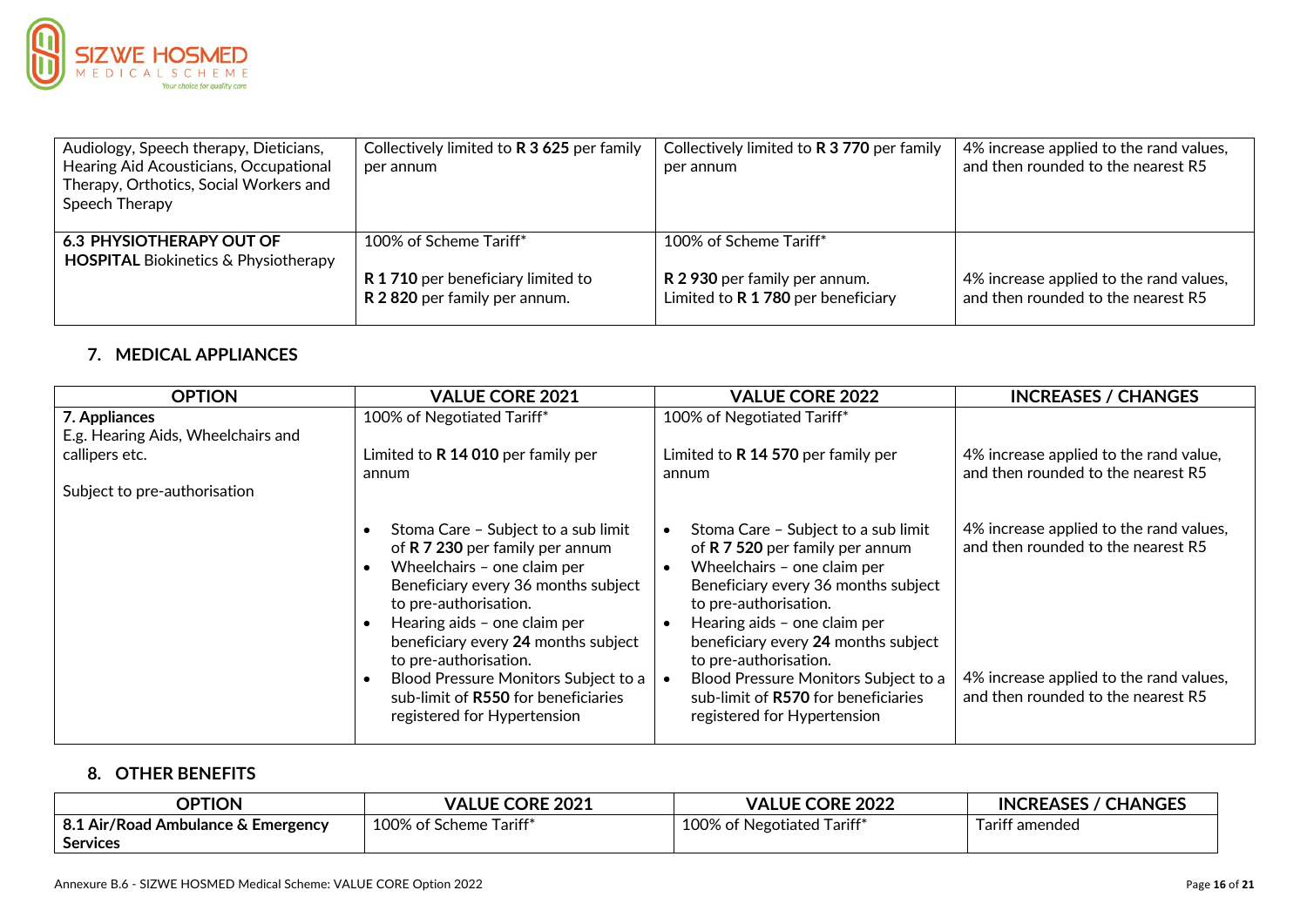| | | | |
|---|---|---|---|
| Audiology, Speech therapy, Dieticians, Hearing Aid Acousticians, Occupational Therapy, Orthotics, Social Workers and Speech Therapy | Collectively limited to **R 3 625** per family per annum | Collectively limited to **R 3 770** per family per annum | 4% increase applied to the rand values, and then rounded to the nearest R5 |
| **6.3 PHYSIOTHERAPY OUT OF HOSPITAL** Biokinetics & Physiotherapy | 100% of Scheme Tariff*<br><br>**R 1 710** per beneficiary limited to **R 2 820** per family per annum. | 100% of Scheme Tariff*<br><br>**R 2 930** per family per annum. Limited to **R 1 780** per beneficiary | 4% increase applied to the rand values, and then rounded to the nearest R5 |

## 7. MEDICAL APPLIANCES

| OPTION | VALUE CORE 2021 | VALUE CORE 2022 | INCREASES / CHANGES |
|---|---|---|---|
| **7. Appliances**<br>E.g. Hearing Aids, Wheelchairs and callipers etc.<br><br>Subject to pre-authorisation | 100% of Negotiated Tariff*<br><br>Limited to **R 14 010** per family per annum | 100% of Negotiated Tariff*<br><br>Limited to **R 14 570** per family per annum | 4% increase applied to the rand value, and then rounded to the nearest R5 |
| | • Stoma Care – Subject to a sub limit of **R 7 230** per family per annum<br>• Wheelchairs – one claim per Beneficiary every 36 months subject to pre-authorisation.<br>• Hearing aids – one claim per beneficiary every **24** months subject to pre-authorisation.<br>• Blood Pressure Monitors Subject to a sub-limit of **R550** for beneficiaries registered for Hypertension | • Stoma Care – Subject to a sub limit of **R 7 520** per family per annum<br>• Wheelchairs – one claim per Beneficiary every 36 months subject to pre-authorisation.<br>• Hearing aids – one claim per beneficiary every **24** months subject to pre-authorisation.<br>• Blood Pressure Monitors Subject to a sub-limit of **R570** for beneficiaries registered for Hypertension | 4% increase applied to the rand values, and then rounded to the nearest R5<br><br>4% increase applied to the rand values, and then rounded to the nearest R5 |

## 8. OTHER BENEFITS

| OPTION | VALUE CORE 2021 | VALUE CORE 2022 | INCREASES / CHANGES |
|---|---|---|---|
| **8.1 Air/Road Ambulance & Emergency Services** | 100% of Scheme Tariff* | 100% of Negotiated Tariff* | Tariff amended |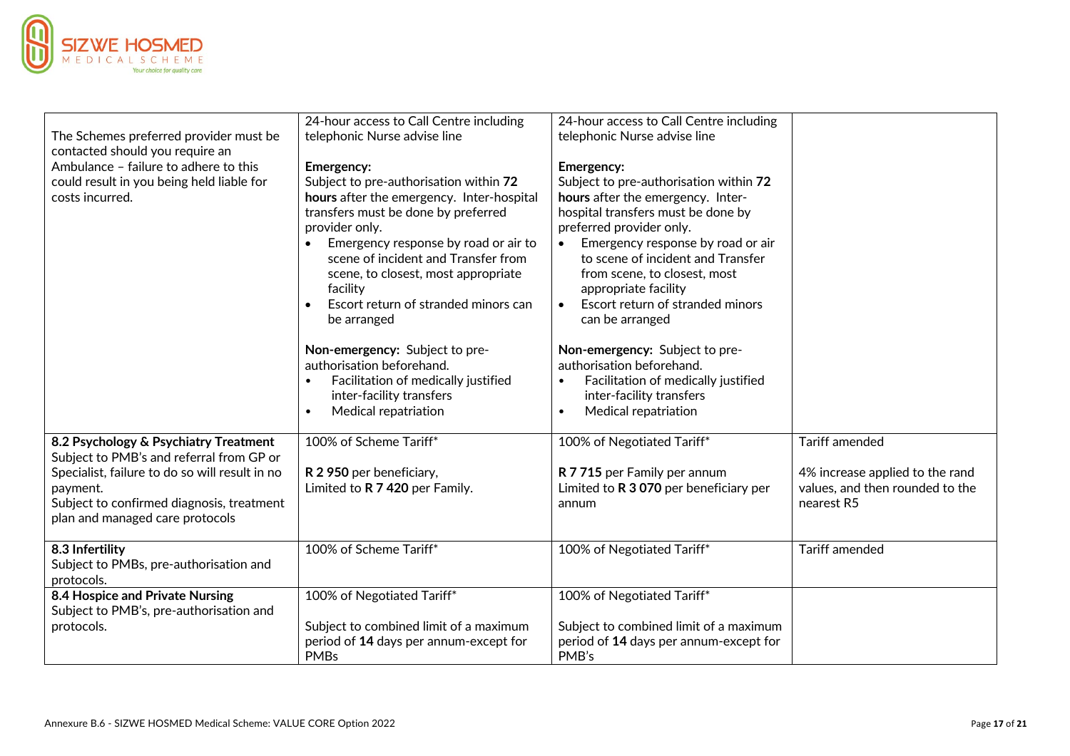| | | | |
|---|---|---|---|
| The Schemes preferred provider must be contacted should you require an Ambulance – failure to adhere to this could result in you being held liable for costs incurred. | 24-hour access to Call Centre including telephonic Nurse advise line<br><br>**Emergency:**<br>Subject to pre-authorisation within **72 hours** after the emergency. Inter-hospital transfers must be done by preferred provider only.<br>• Emergency response by road or air to scene of incident and Transfer from scene, to closest, most appropriate facility<br>• Escort return of stranded minors can be arranged<br><br>**Non-emergency:** Subject to pre-authorisation beforehand.<br>• Facilitation of medically justified inter-facility transfers<br>• Medical repatriation | 24-hour access to Call Centre including telephonic Nurse advise line<br><br>**Emergency:**<br>Subject to pre-authorisation within **72 hours** after the emergency. Inter-hospital transfers must be done by preferred provider only.<br>• Emergency response by road or air to scene of incident and Transfer from scene, to closest, most appropriate facility<br>• Escort return of stranded minors can be arranged<br><br>**Non-emergency:** Subject to pre-authorisation beforehand.<br>• Facilitation of medically justified inter-facility transfers<br>• Medical repatriation | |
| **8.2 Psychology & Psychiatry Treatment**<br>Subject to PMB's and referral from GP or Specialist, failure to do so will result in no payment.<br>Subject to confirmed diagnosis, treatment plan and managed care protocols | 100% of Scheme Tariff*<br><br>**R 2 950** per beneficiary,<br>Limited to **R 7 420** per Family. | 100% of Negotiated Tariff*<br><br>**R 7 715** per Family per annum<br>Limited to **R 3 070** per beneficiary per annum | Tariff amended<br><br>4% increase applied to the rand values, and then rounded to the nearest R5 |
| **8.3 Infertility**<br>Subject to PMBs, pre-authorisation and protocols. | 100% of Scheme Tariff* | 100% of Negotiated Tariff* | Tariff amended |
| **8.4 Hospice and Private Nursing**<br>Subject to PMB's, pre-authorisation and protocols. | 100% of Negotiated Tariff*<br><br>Subject to combined limit of a maximum period of **14** days per annum-except for PMBs | 100% of Negotiated Tariff*<br><br>Subject to combined limit of a maximum period of **14** days per annum-except for PMB's | |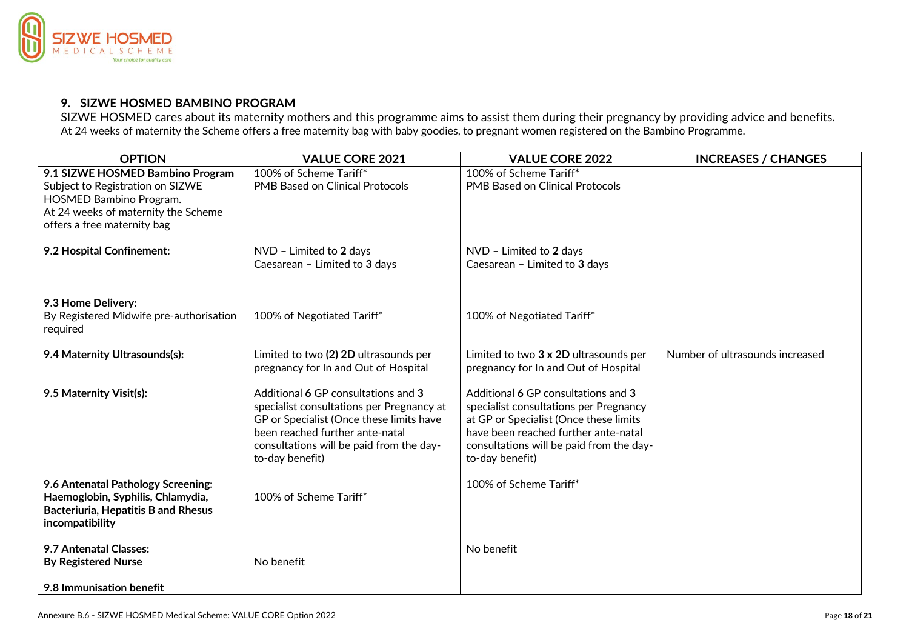## 9. SIZWE HOSMED BAMBINO PROGRAM

SIZWE HOSMED cares about its maternity mothers and this programme aims to assist them during their pregnancy by providing advice and benefits.
At 24 weeks of maternity the Scheme offers a free maternity bag with baby goodies, to pregnant women registered on the Bambino Programme.

| OPTION | VALUE CORE 2021 | VALUE CORE 2022 | INCREASES / CHANGES |
|---|---|---|---|
| **9.1 SIZWE HOSMED Bambino Program**<br>Subject to Registration on SIZWE HOSMED Bambino Program.<br>At 24 weeks of maternity the Scheme offers a free maternity bag | 100% of Scheme Tariff*<br>PMB Based on Clinical Protocols | 100% of Scheme Tariff*<br>PMB Based on Clinical Protocols | |
| **9.2 Hospital Confinement:** | NVD – Limited to **2** days<br>Caesarean – Limited to **3** days | NVD – Limited to **2** days<br>Caesarean – Limited to **3** days | |
| **9.3 Home Delivery:**<br>By Registered Midwife pre-authorisation required | 100% of Negotiated Tariff* | 100% of Negotiated Tariff* | |
| **9.4 Maternity Ultrasounds(s):** | Limited to two **(2) 2D** ultrasounds per pregnancy for In and Out of Hospital | Limited to two **3 x 2D** ultrasounds per pregnancy for In and Out of Hospital | Number of ultrasounds increased |
| **9.5 Maternity Visit(s):** | Additional **6** GP consultations and **3** specialist consultations per Pregnancy at GP or Specialist (Once these limits have been reached further ante-natal consultations will be paid from the day-to-day benefit) | Additional **6** GP consultations and **3** specialist consultations per Pregnancy at GP or Specialist (Once these limits have been reached further ante-natal consultations will be paid from the day-to-day benefit) | |
| **9.6 Antenatal Pathology Screening: Haemoglobin, Syphilis, Chlamydia, Bacteriuria, Hepatitis B and Rhesus incompatibility** | 100% of Scheme Tariff* | 100% of Scheme Tariff* | |
| **9.7 Antenatal Classes: By Registered Nurse** | No benefit | No benefit | |
| **9.8 Immunisation benefit** | | | |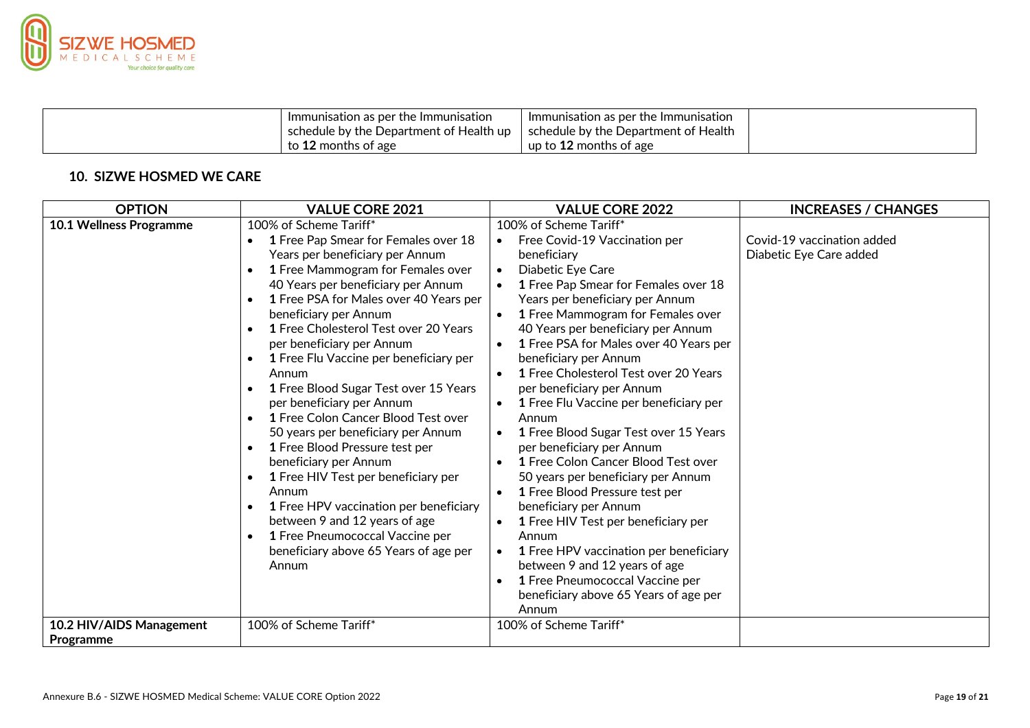| | | | |
|---|---|---|---|
| | Immunisation as per the Immunisation schedule by the Department of Health up to **12** months of age | Immunisation as per the Immunisation schedule by the Department of Health up to **12** months of age | |

### 10. SIZWE HOSMED WE CARE

| OPTION | VALUE CORE 2021 | VALUE CORE 2022 | INCREASES / CHANGES |
|---|---|---|---|
| **10.1 Wellness Programme** | 100% of Scheme Tariff*<br>• **1** Free Pap Smear for Females over 18 Years per beneficiary per Annum<br>• **1** Free Mammogram for Females over 40 Years per beneficiary per Annum<br>• **1** Free PSA for Males over 40 Years per beneficiary per Annum<br>• **1** Free Cholesterol Test over 20 Years per beneficiary per Annum<br>• **1** Free Flu Vaccine per beneficiary per Annum<br>• **1** Free Blood Sugar Test over 15 Years per beneficiary per Annum<br>• **1** Free Colon Cancer Blood Test over 50 years per beneficiary per Annum<br>• **1** Free Blood Pressure test per beneficiary per Annum<br>• **1** Free HIV Test per beneficiary per Annum<br>• **1** Free HPV vaccination per beneficiary between 9 and 12 years of age<br>• **1** Free Pneumococcal Vaccine per beneficiary above 65 Years of age per Annum | 100% of Scheme Tariff*<br>• Free Covid-19 Vaccination per beneficiary<br>• Diabetic Eye Care<br>• **1** Free Pap Smear for Females over 18 Years per beneficiary per Annum<br>• **1** Free Mammogram for Females over 40 Years per beneficiary per Annum<br>• **1** Free PSA for Males over 40 Years per beneficiary per Annum<br>• **1** Free Cholesterol Test over 20 Years per beneficiary per Annum<br>• **1** Free Flu Vaccine per beneficiary per Annum<br>• **1** Free Blood Sugar Test over 15 Years per beneficiary per Annum<br>• **1** Free Colon Cancer Blood Test over 50 years per beneficiary per Annum<br>• **1** Free Blood Pressure test per beneficiary per Annum<br>• **1** Free HIV Test per beneficiary per Annum<br>• **1** Free HPV vaccination per beneficiary between 9 and 12 years of age<br>• **1** Free Pneumococcal Vaccine per beneficiary above 65 Years of age per Annum | Covid-19 vaccination added<br>Diabetic Eye Care added |
| **10.2 HIV/AIDS Management Programme** | 100% of Scheme Tariff* | 100% of Scheme Tariff* | |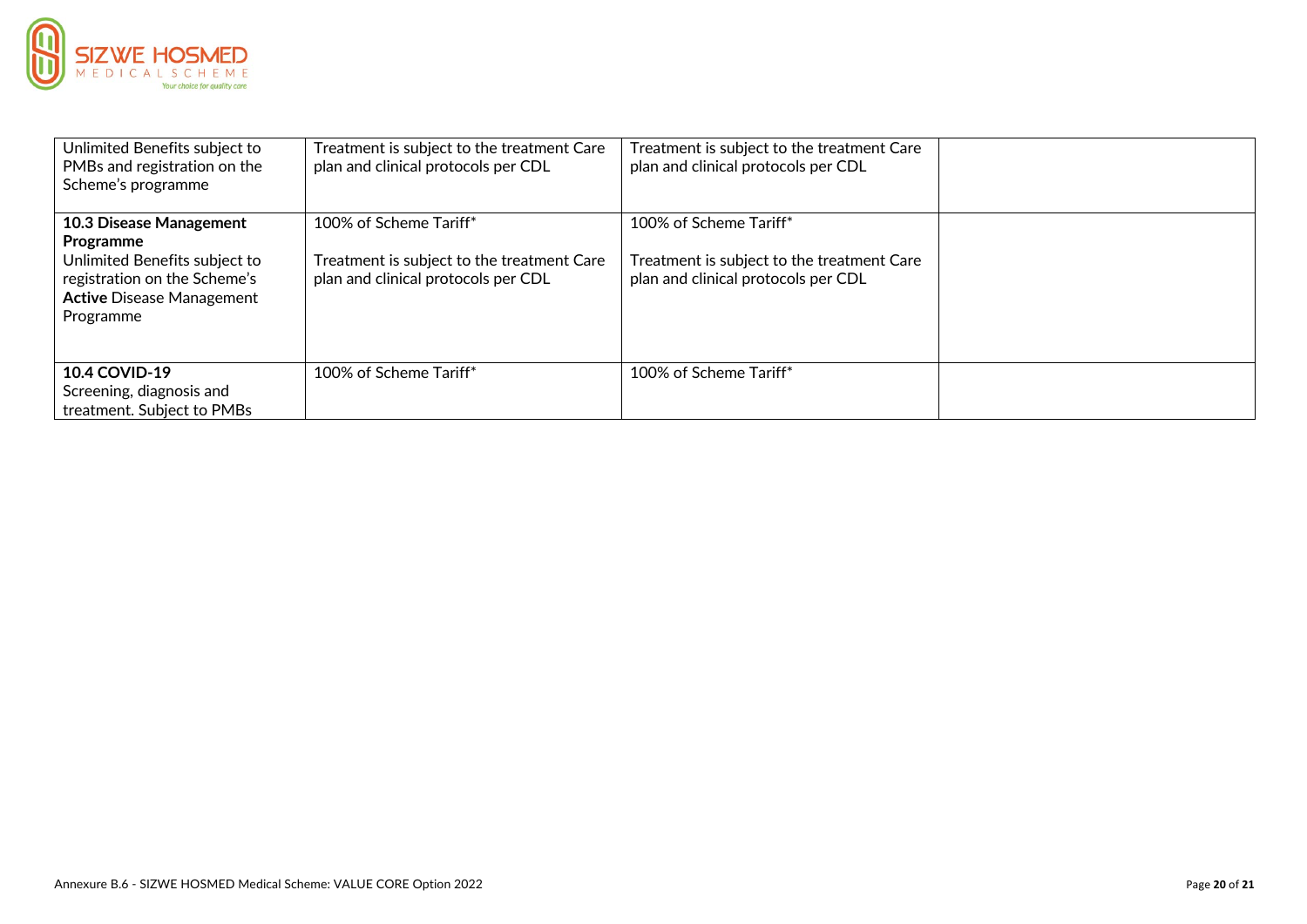| | | | |
|---|---|---|---|
| Unlimited Benefits subject to PMBs and registration on the Scheme's programme | Treatment is subject to the treatment Care plan and clinical protocols per CDL | Treatment is subject to the treatment Care plan and clinical protocols per CDL | |
| **10.3 Disease Management Programme**<br>Unlimited Benefits subject to registration on the Scheme's **Active** Disease Management Programme | 100% of Scheme Tariff*<br><br>Treatment is subject to the treatment Care plan and clinical protocols per CDL | 100% of Scheme Tariff*<br><br>Treatment is subject to the treatment Care plan and clinical protocols per CDL | |
| **10.4 COVID-19**<br>Screening, diagnosis and treatment. Subject to PMBs | 100% of Scheme Tariff* | 100% of Scheme Tariff* | |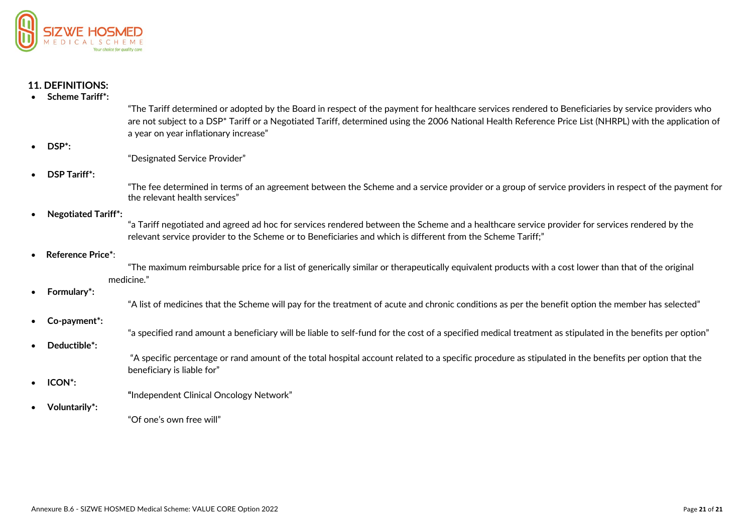## 11. DEFINITIONS:

- **Scheme Tariff*:**

  "The Tariff determined or adopted by the Board in respect of the payment for healthcare services rendered to Beneficiaries by service providers who are not subject to a DSP* Tariff or a Negotiated Tariff, determined using the 2006 National Health Reference Price List (NHRPL) with the application of a year on year inflationary increase"

- **DSP*:**

  "Designated Service Provider"

- **DSP Tariff*:**

  "The fee determined in terms of an agreement between the Scheme and a service provider or a group of service providers in respect of the payment for the relevant health services"

- **Negotiated Tariff*:**

  "a Tariff negotiated and agreed ad hoc for services rendered between the Scheme and a healthcare service provider for services rendered by the relevant service provider to the Scheme or to Beneficiaries and which is different from the Scheme Tariff;"

- **Reference Price***:

  "The maximum reimbursable price for a list of generically similar or therapeutically equivalent products with a cost lower than that of the original medicine."

- **Formulary*:**

  "A list of medicines that the Scheme will pay for the treatment of acute and chronic conditions as per the benefit option the member has selected"

- **Co-payment*:**

  "a specified rand amount a beneficiary will be liable to self-fund for the cost of a specified medical treatment as stipulated in the benefits per option"

- **Deductible*:**

  "A specific percentage or rand amount of the total hospital account related to a specific procedure as stipulated in the benefits per option that the beneficiary is liable for"

- **ICON*:**

  "Independent Clinical Oncology Network"

- **Voluntarily*:**

  "Of one's own free will"